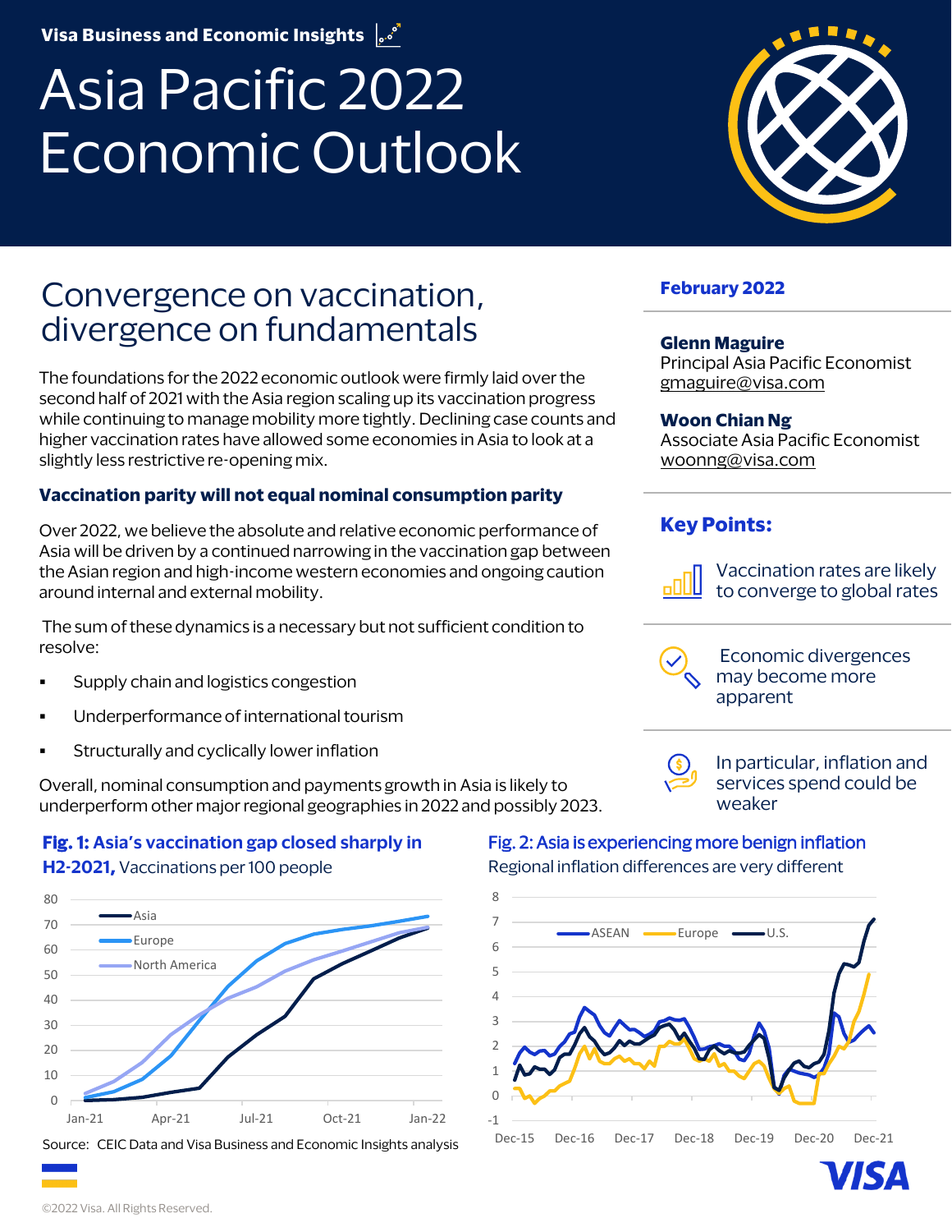Visa Business and Economic Insights

# Asia Pacific 2022 Economic Outlook

## Convergence on vaccination, divergence on fundamentals

**February 2022**

**Glenn Maguire**
Principal Asia Pacific Economist
gmaguire@visa.com

**Woon Chian Ng**
Associate Asia Pacific Economist
woonng@visa.com

**Key Points:**

- Vaccination rates are likely to converge to global rates
- Economic divergences may become more apparent
- In particular, inflation and services spend could be weaker

The foundations for the 2022 economic outlook were firmly laid over the second half of 2021 with the Asia region scaling up its vaccination progress while continuing to manage mobility more tightly. Declining case counts and higher vaccination rates have allowed some economies in Asia to look at a slightly less restrictive re-opening mix.

### Vaccination parity will not equal nominal consumption parity

Over 2022, we believe the absolute and relative economic performance of Asia will be driven by a continued narrowing in the vaccination gap between the Asian region and high-income western economies and ongoing caution around internal and external mobility.

The sum of these dynamics is a necessary but not sufficient condition to resolve:

- Supply chain and logistics congestion
- Underperformance of international tourism
- Structurally and cyclically lower inflation

Overall, nominal consumption and payments growth in Asia is likely to underperform other major regional geographies in 2022 and possibly 2023.

**Fig. 1: Asia's vaccination gap closed sharply in H2-2021,** Vaccinations per 100 people

**Fig. 2: Asia is experiencing more benign inflation**
Regional inflation differences are very different

Source: CEIC Data and Visa Business and Economic Insights analysis

©2022 Visa. All Rights Reserved.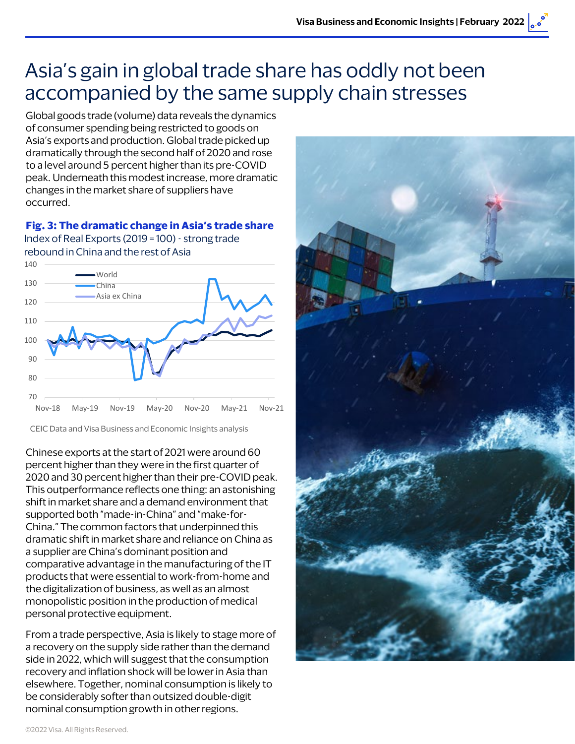# Asia's gain in global trade share has oddly not been accompanied by the same supply chain stresses

Global goods trade (volume) data reveals the dynamics of consumer spending being restricted to goods on Asia's exports and production. Global trade picked up dramatically through the second half of 2020 and rose to a level around 5 percent higher than its pre-COVID peak. Underneath this modest increase, more dramatic changes in the market share of suppliers have occurred.

**Fig. 3: The dramatic change in Asia's trade share**
Index of Real Exports (2019 = 100) - strong trade rebound in China and the rest of Asia

CEIC Data and Visa Business and Economic Insights analysis

Chinese exports at the start of 2021 were around 60 percent higher than they were in the first quarter of 2020 and 30 percent higher than their pre-COVID peak. This outperformance reflects one thing: an astonishing shift in market share and a demand environment that supported both "made-in-China" and "make-for-China." The common factors that underpinned this dramatic shift in market share and reliance on China as a supplier are China's dominant position and comparative advantage in the manufacturing of the IT products that were essential to work-from-home and the digitalization of business, as well as an almost monopolistic position in the production of medical personal protective equipment.

From a trade perspective, Asia is likely to stage more of a recovery on the supply side rather than the demand side in 2022, which will suggest that the consumption recovery and inflation shock will be lower in Asia than elsewhere. Together, nominal consumption is likely to be considerably softer than outsized double-digit nominal consumption growth in other regions.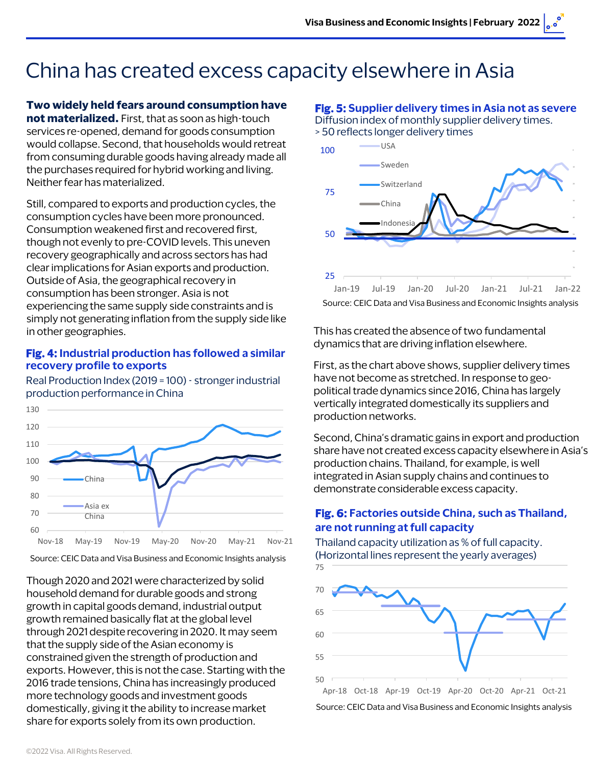# China has created excess capacity elsewhere in Asia

**Two widely held fears around consumption have not materialized.** First, that as soon as high-touch services re-opened, demand for goods consumption would collapse. Second, that households would retreat from consuming durable goods having already made all the purchases required for hybrid working and living. Neither fear has materialized.

Still, compared to exports and production cycles, the consumption cycles have been more pronounced. Consumption weakened first and recovered first, though not evenly to pre-COVID levels. This uneven recovery geographically and across sectors has had clear implications for Asian exports and production. Outside of Asia, the geographical recovery in consumption has been stronger. Asia is not experiencing the same supply side constraints and is simply not generating inflation from the supply side like in other geographies.

**Fig. 4: Industrial production has followed a similar recovery profile to exports**

Real Production Index (2019 = 100) - stronger industrial production performance in China

Source: CEIC Data and Visa Business and Economic Insights analysis

Though 2020 and 2021 were characterized by solid household demand for durable goods and strong growth in capital goods demand, industrial output growth remained basically flat at the global level through 2021 despite recovering in 2020. It may seem that the supply side of the Asian economy is constrained given the strength of production and exports. However, this is not the case. Starting with the 2016 trade tensions, China has increasingly produced more technology goods and investment goods domestically, giving it the ability to increase market share for exports solely from its own production.

**Fig. 5: Supplier delivery times in Asia not as severe**

Diffusion index of monthly supplier delivery times. > 50 reflects longer delivery times

Source: CEIC Data and Visa Business and Economic Insights analysis

This has created the absence of two fundamental dynamics that are driving inflation elsewhere.

First, as the chart above shows, supplier delivery times have not become as stretched. In response to geo-political trade dynamics since 2016, China has largely vertically integrated domestically its suppliers and production networks.

Second, China's dramatic gains in export and production share have not created excess capacity elsewhere in Asia's production chains. Thailand, for example, is well integrated in Asian supply chains and continues to demonstrate considerable excess capacity.

**Fig. 6: Factories outside China, such as Thailand, are not running at full capacity**

Thailand capacity utilization as % of full capacity. (Horizontal lines represent the yearly averages)

Source: CEIC Data and Visa Business and Economic Insights analysis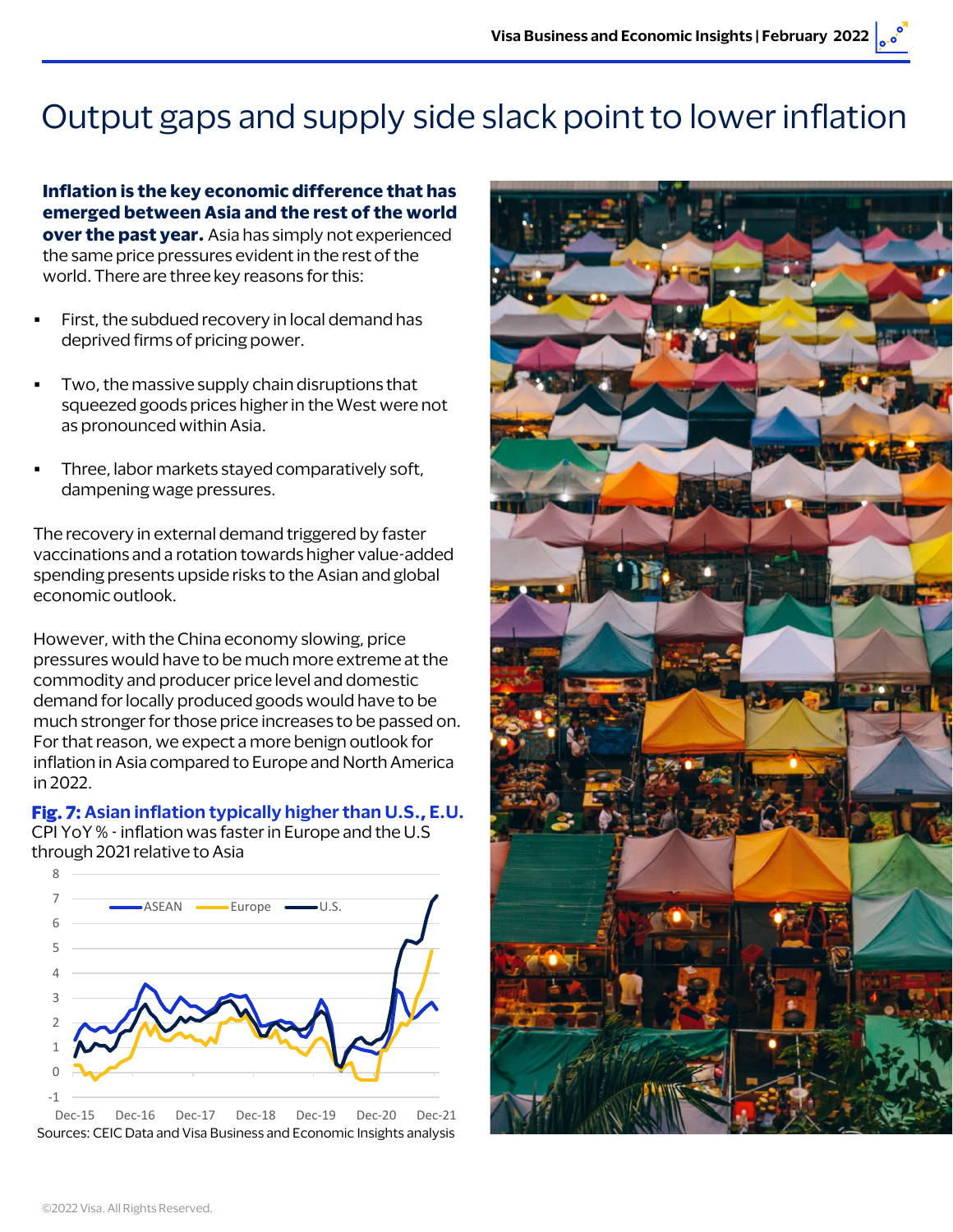# Output gaps and supply side slack point to lower inflation

**Inflation is the key economic difference that has emerged between Asia and the rest of the world over the past year.** Asia has simply not experienced the same price pressures evident in the rest of the world. There are three key reasons for this:

- First, the subdued recovery in local demand has deprived firms of pricing power.
- Two, the massive supply chain disruptions that squeezed goods prices higher in the West were not as pronounced within Asia.
- Three, labor markets stayed comparatively soft, dampening wage pressures.

The recovery in external demand triggered by faster vaccinations and a rotation towards higher value-added spending presents upside risks to the Asian and global economic outlook.

However, with the China economy slowing, price pressures would have to be much more extreme at the commodity and producer price level and domestic demand for locally produced goods would have to be much stronger for those price increases to be passed on. For that reason, we expect a more benign outlook for inflation in Asia compared to Europe and North America in 2022.

**Fig. 7: Asian inflation typically higher than U.S., E.U.**

CPI YoY % - inflation was faster in Europe and the U.S through 2021 relative to Asia

Sources: CEIC Data and Visa Business and Economic Insights analysis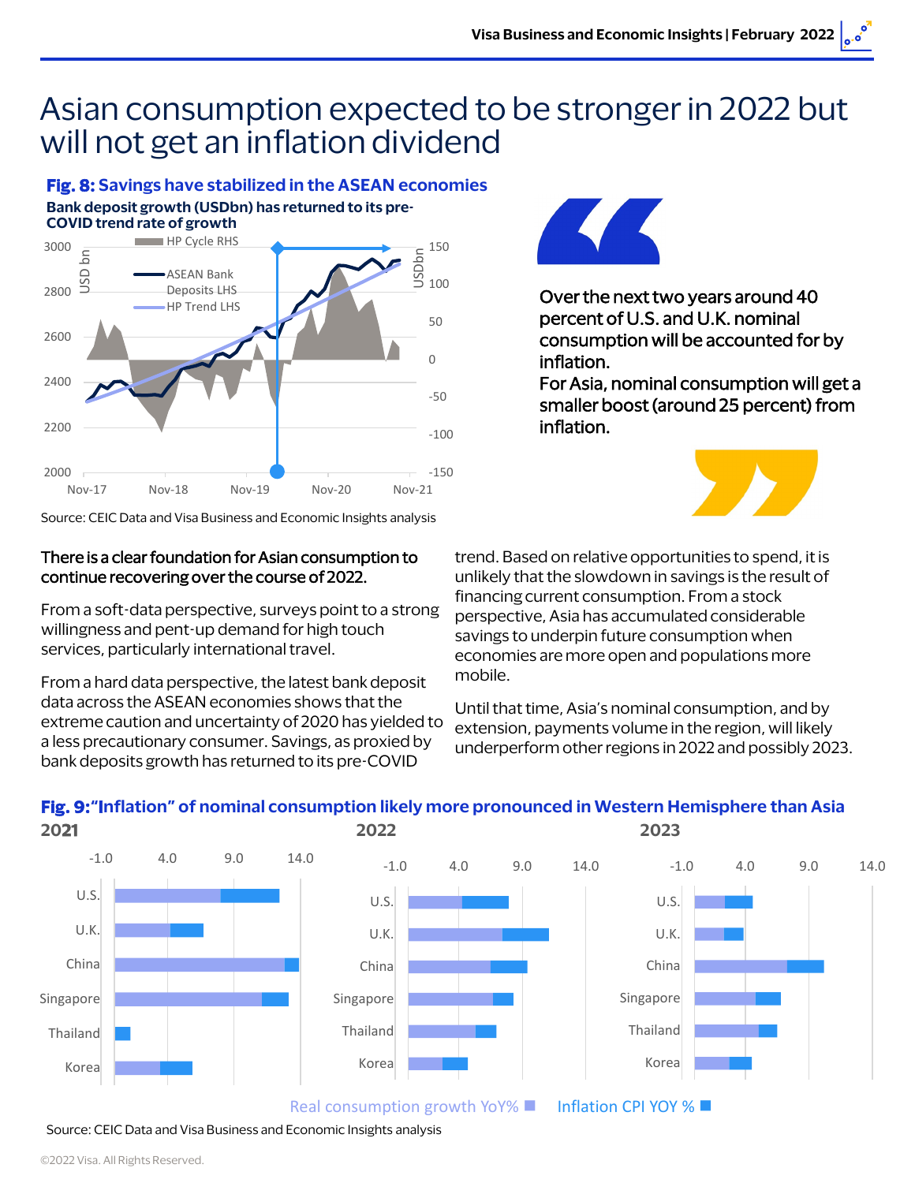# Asian consumption expected to be stronger in 2022 but will not get an inflation dividend

**Fig. 8: Savings have stabilized in the ASEAN economies**

**Bank deposit growth (USDbn) has returned to its pre-COVID trend rate of growth**

Source: CEIC Data and Visa Business and Economic Insights analysis

> Over the next two years around 40 percent of U.S. and U.K. nominal consumption will be accounted for by inflation.
> For Asia, nominal consumption will get a smaller boost (around 25 percent) from inflation.

**There is a clear foundation for Asian consumption to continue recovering over the course of 2022.**

From a soft-data perspective, surveys point to a strong willingness and pent-up demand for high touch services, particularly international travel.

From a hard data perspective, the latest bank deposit data across the ASEAN economies shows that the extreme caution and uncertainty of 2020 has yielded to a less precautionary consumer. Savings, as proxied by bank deposits growth has returned to its pre-COVID trend. Based on relative opportunities to spend, it is unlikely that the slowdown in savings is the result of financing current consumption. From a stock perspective, Asia has accumulated considerable savings to underpin future consumption when economies are more open and populations more mobile.

Until that time, Asia's nominal consumption, and by extension, payments volume in the region, will likely underperform other regions in 2022 and possibly 2023.

**Fig. 9: "Inflation" of nominal consumption likely more pronounced in Western Hemisphere than Asia**

Source: CEIC Data and Visa Business and Economic Insights analysis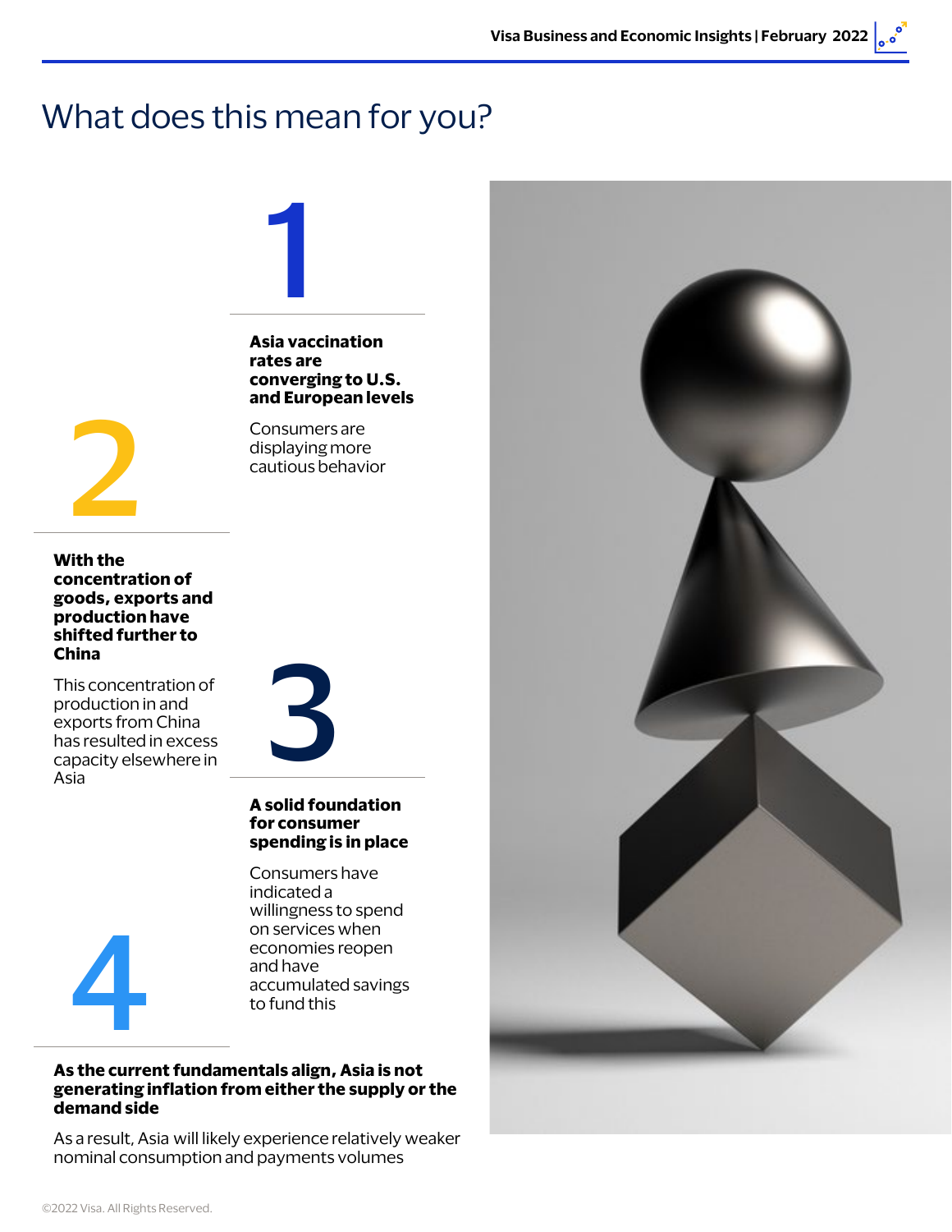# What does this mean for you?

## 1

**Asia vaccination rates are converging to U.S. and European levels**

Consumers are displaying more cautious behavior

## 2

**With the concentration of goods, exports and production have shifted further to China**

This concentration of production in and exports from China has resulted in excess capacity elsewhere in Asia

## 3

**A solid foundation for consumer spending is in place**

Consumers have indicated a willingness to spend on services when economies reopen and have accumulated savings to fund this

## 4

**As the current fundamentals align, Asia is not generating inflation from either the supply or the demand side**

As a result, Asia will likely experience relatively weaker nominal consumption and payments volumes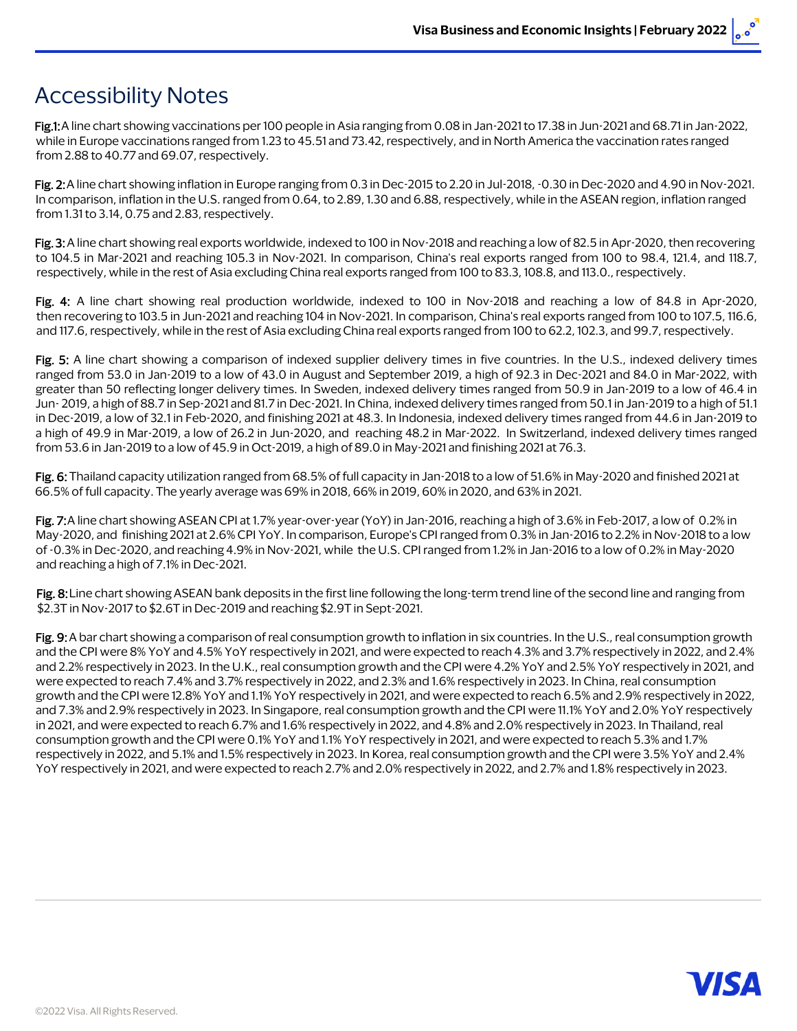# Accessibility Notes

**Fig.1:** A line chart showing vaccinations per 100 people in Asia ranging from 0.08 in Jan-2021 to 17.38 in Jun-2021 and 68.71 in Jan-2022, while in Europe vaccinations ranged from 1.23 to 45.51 and 73.42, respectively, and in North America the vaccination rates ranged from 2.88 to 40.77 and 69.07, respectively.

**Fig. 2:** A line chart showing inflation in Europe ranging from 0.3 in Dec-2015 to 2.20 in Jul-2018, -0.30 in Dec-2020 and 4.90 in Nov-2021. In comparison, inflation in the U.S. ranged from 0.64, to 2.89, 1.30 and 6.88, respectively, while in the ASEAN region, inflation ranged from 1.31 to 3.14, 0.75 and 2.83, respectively.

**Fig. 3:** A line chart showing real exports worldwide, indexed to 100 in Nov-2018 and reaching a low of 82.5 in Apr-2020, then recovering to 104.5 in Mar-2021 and reaching 105.3 in Nov-2021. In comparison, China's real exports ranged from 100 to 98.4, 121.4, and 118.7, respectively, while in the rest of Asia excluding China real exports ranged from 100 to 83.3, 108.8, and 113.0., respectively.

**Fig. 4:** A line chart showing real production worldwide, indexed to 100 in Nov-2018 and reaching a low of 84.8 in Apr-2020, then recovering to 103.5 in Jun-2021 and reaching 104 in Nov-2021. In comparison, China's real exports ranged from 100 to 107.5, 116.6, and 117.6, respectively, while in the rest of Asia excluding China real exports ranged from 100 to 62.2, 102.3, and 99.7, respectively.

**Fig. 5:** A line chart showing a comparison of indexed supplier delivery times in five countries. In the U.S., indexed delivery times ranged from 53.0 in Jan-2019 to a low of 43.0 in August and September 2019, a high of 92.3 in Dec-2021 and 84.0 in Mar-2022, with greater than 50 reflecting longer delivery times. In Sweden, indexed delivery times ranged from 50.9 in Jan-2019 to a low of 46.4 in Jun- 2019, a high of 88.7 in Sep-2021 and 81.7 in Dec-2021. In China, indexed delivery times ranged from 50.1 in Jan-2019 to a high of 51.1 in Dec-2019, a low of 32.1 in Feb-2020, and finishing 2021 at 48.3. In Indonesia, indexed delivery times ranged from 44.6 in Jan-2019 to a high of 49.9 in Mar-2019, a low of 26.2 in Jun-2020, and reaching 48.2 in Mar-2022. In Switzerland, indexed delivery times ranged from 53.6 in Jan-2019 to a low of 45.9 in Oct-2019, a high of 89.0 in May-2021 and finishing 2021 at 76.3.

**Fig. 6:** Thailand capacity utilization ranged from 68.5% of full capacity in Jan-2018 to a low of 51.6% in May-2020 and finished 2021 at 66.5% of full capacity. The yearly average was 69% in 2018, 66% in 2019, 60% in 2020, and 63% in 2021.

**Fig. 7:** A line chart showing ASEAN CPI at 1.7% year-over-year (YoY) in Jan-2016, reaching a high of 3.6% in Feb-2017, a low of 0.2% in May-2020, and finishing 2021 at 2.6% CPI YoY. In comparison, Europe's CPI ranged from 0.3% in Jan-2016 to 2.2% in Nov-2018 to a low of -0.3% in Dec-2020, and reaching 4.9% in Nov-2021, while the U.S. CPI ranged from 1.2% in Jan-2016 to a low of 0.2% in May-2020 and reaching a high of 7.1% in Dec-2021.

**Fig. 8:** Line chart showing ASEAN bank deposits in the first line following the long-term trend line of the second line and ranging from \$2.3T in Nov-2017 to \$2.6T in Dec-2019 and reaching \$2.9T in Sept-2021.

**Fig. 9:** A bar chart showing a comparison of real consumption growth to inflation in six countries. In the U.S., real consumption growth and the CPI were 8% YoY and 4.5% YoY respectively in 2021, and were expected to reach 4.3% and 3.7% respectively in 2022, and 2.4% and 2.2% respectively in 2023. In the U.K., real consumption growth and the CPI were 4.2% YoY and 2.5% YoY respectively in 2021, and were expected to reach 7.4% and 3.7% respectively in 2022, and 2.3% and 1.6% respectively in 2023. In China, real consumption growth and the CPI were 12.8% YoY and 1.1% YoY respectively in 2021, and were expected to reach 6.5% and 2.9% respectively in 2022, and 7.3% and 2.9% respectively in 2023. In Singapore, real consumption growth and the CPI were 11.1% YoY and 2.0% YoY respectively in 2021, and were expected to reach 6.7% and 1.6% respectively in 2022, and 4.8% and 2.0% respectively in 2023. In Thailand, real consumption growth and the CPI were 0.1% YoY and 1.1% YoY respectively in 2021, and were expected to reach 5.3% and 1.7% respectively in 2022, and 5.1% and 1.5% respectively in 2023. In Korea, real consumption growth and the CPI were 3.5% YoY and 2.4% YoY respectively in 2021, and were expected to reach 2.7% and 2.0% respectively in 2022, and 2.7% and 1.8% respectively in 2023.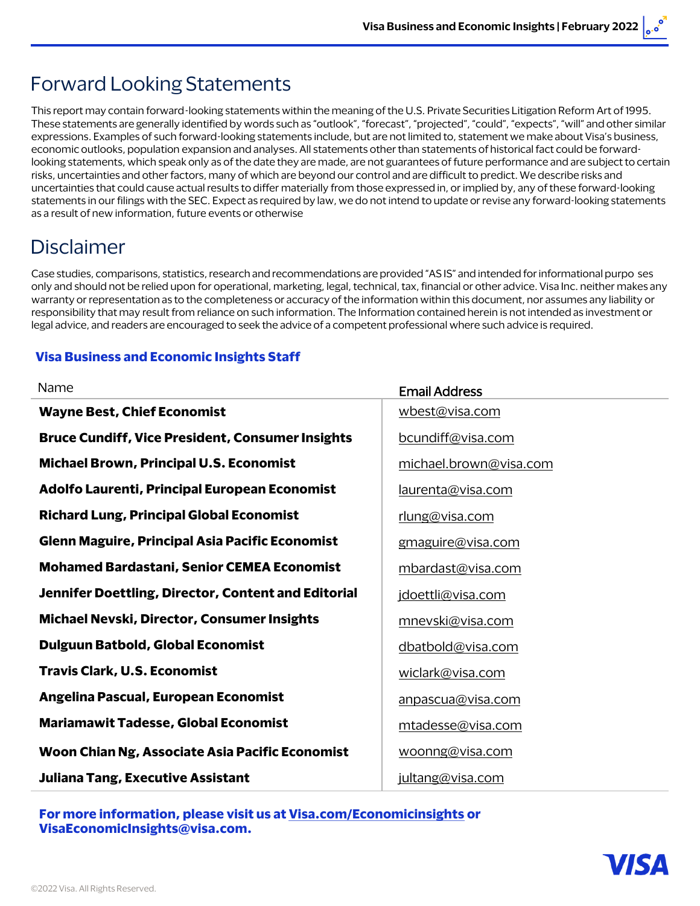# Forward Looking Statements

This report may contain forward-looking statements within the meaning of the U.S. Private Securities Litigation Reform Art of 1995. These statements are generally identified by words such as "outlook", "forecast", "projected", "could", "expects", "will" and other similar expressions. Examples of such forward-looking statements include, but are not limited to, statement we make about Visa's business, economic outlooks, population expansion and analyses. All statements other than statements of historical fact could be forward-looking statements, which speak only as of the date they are made, are not guarantees of future performance and are subject to certain risks, uncertainties and other factors, many of which are beyond our control and are difficult to predict. We describe risks and uncertainties that could cause actual results to differ materially from those expressed in, or implied by, any of these forward-looking statements in our filings with the SEC. Expect as required by law, we do not intend to update or revise any forward-looking statements as a result of new information, future events or otherwise

# Disclaimer

Case studies, comparisons, statistics, research and recommendations are provided "AS IS" and intended for informational purpo ses only and should not be relied upon for operational, marketing, legal, technical, tax, financial or other advice. Visa Inc. neither makes any warranty or representation as to the completeness or accuracy of the information within this document, nor assumes any liability or responsibility that may result from reliance on such information. The Information contained herein is not intended as investment or legal advice, and readers are encouraged to seek the advice of a competent professional where such advice is required.

### Visa Business and Economic Insights Staff

| Name | Email Address |
|---|---|
| **Wayne Best, Chief Economist** | wbest@visa.com |
| **Bruce Cundiff, Vice President, Consumer Insights** | bcundiff@visa.com |
| **Michael Brown, Principal U.S. Economist** | michael.brown@visa.com |
| **Adolfo Laurenti, Principal European Economist** | laurenta@visa.com |
| **Richard Lung, Principal Global Economist** | rlung@visa.com |
| **Glenn Maguire, Principal Asia Pacific Economist** | gmaguire@visa.com |
| **Mohamed Bardastani, Senior CEMEA Economist** | mbardast@visa.com |
| **Jennifer Doettling, Director, Content and Editorial** | jdoettli@visa.com |
| **Michael Nevski, Director, Consumer Insights** | mnevski@visa.com |
| **Dulguun Batbold, Global Economist** | dbatbold@visa.com |
| **Travis Clark, U.S. Economist** | wiclark@visa.com |
| **Angelina Pascual, European Economist** | anpascua@visa.com |
| **Mariamawit Tadesse, Global Economist** | mtadesse@visa.com |
| **Woon Chian Ng, Associate Asia Pacific Economist** | woonng@visa.com |
| **Juliana Tang, Executive Assistant** | jultang@visa.com |

**For more information, please visit us at Visa.com/Economicinsights or VisaEconomicInsights@visa.com.**

©2022 Visa. All Rights Reserved.